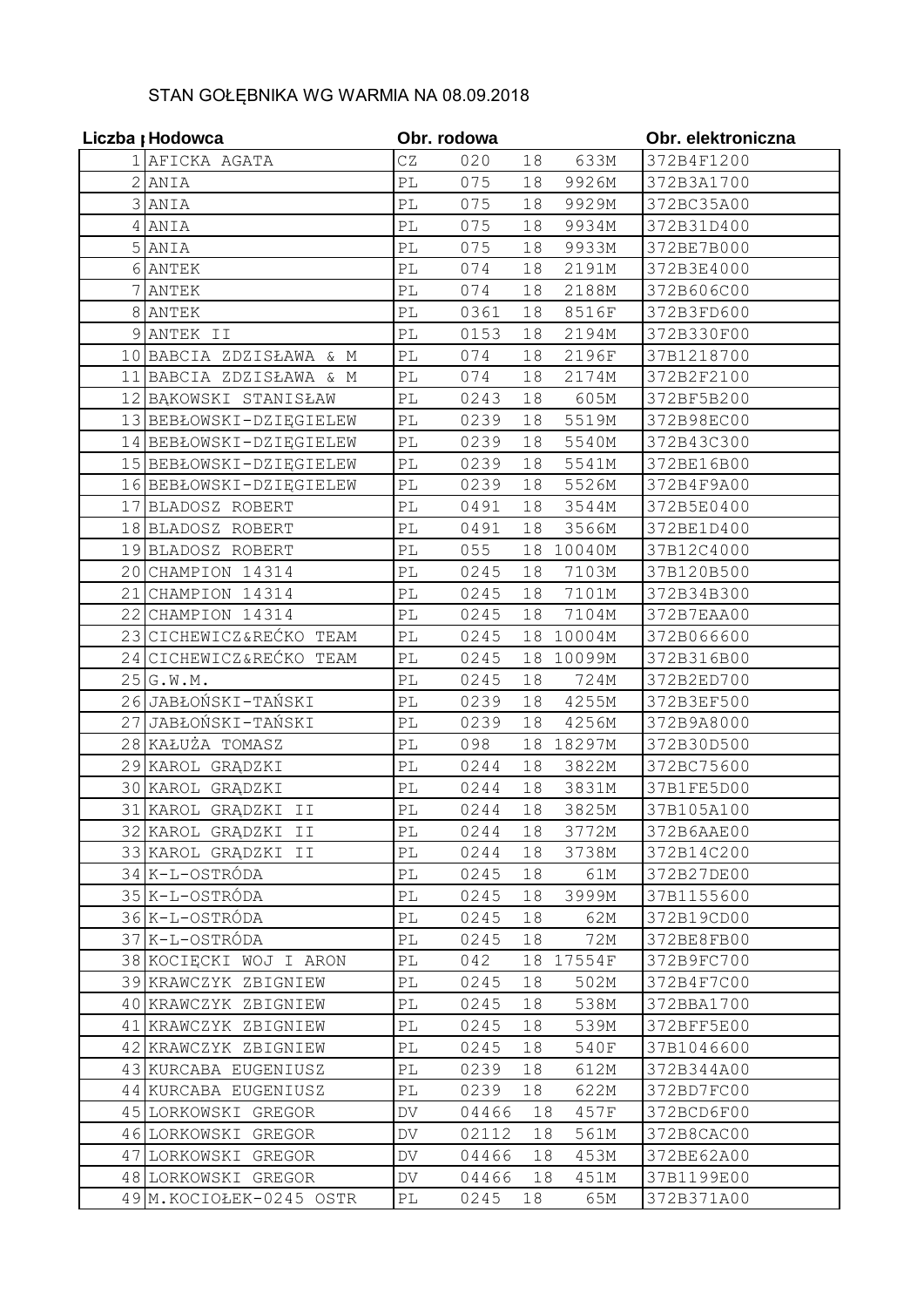# STAN GOŁĘBNIKA WG WARMIA NA 08.09.2018

| Liczba p | Hodowca | Obr. rodowa | | | | Obr. elektroniczna |
|---|---|---|---|---|---|---|
| 1 | AFICKA AGATA | CZ | 020 | 18 | 633M | 372B4F1200 |
| 2 | ANIA | PL | 075 | 18 | 9926M | 372B3A1700 |
| 3 | ANIA | PL | 075 | 18 | 9929M | 372BC35A00 |
| 4 | ANIA | PL | 075 | 18 | 9934M | 372B31D400 |
| 5 | ANIA | PL | 075 | 18 | 9933M | 372BE7B000 |
| 6 | ANTEK | PL | 074 | 18 | 2191M | 372B3E4000 |
| 7 | ANTEK | PL | 074 | 18 | 2188M | 372B606C00 |
| 8 | ANTEK | PL | 0361 | 18 | 8516F | 372B3FD600 |
| 9 | ANTEK II | PL | 0153 | 18 | 2194M | 372B330F00 |
| 10 | BABCIA ZDZISŁAWA & M | PL | 074 | 18 | 2196F | 37B1218700 |
| 11 | BABCIA ZDZISŁAWA & M | PL | 074 | 18 | 2174M | 372B2F2100 |
| 12 | BĄKOWSKI STANISŁAW | PL | 0243 | 18 | 605M | 372BF5B200 |
| 13 | BEBŁOWSKI-DZIĘGIELEW | PL | 0239 | 18 | 5519M | 372B98EC00 |
| 14 | BEBŁOWSKI-DZIĘGIELEW | PL | 0239 | 18 | 5540M | 372B43C300 |
| 15 | BEBŁOWSKI-DZIĘGIELEW | PL | 0239 | 18 | 5541M | 372BE16B00 |
| 16 | BEBŁOWSKI-DZIĘGIELEW | PL | 0239 | 18 | 5526M | 372B4F9A00 |
| 17 | BLADOSZ ROBERT | PL | 0491 | 18 | 3544M | 372B5E0400 |
| 18 | BLADOSZ ROBERT | PL | 0491 | 18 | 3566M | 372BE1D400 |
| 19 | BLADOSZ ROBERT | PL | 055 | 18 | 10040M | 37B12C4000 |
| 20 | CHAMPION 14314 | PL | 0245 | 18 | 7103M | 37B120B500 |
| 21 | CHAMPION 14314 | PL | 0245 | 18 | 7101M | 372B34B300 |
| 22 | CHAMPION 14314 | PL | 0245 | 18 | 7104M | 372B7EAA00 |
| 23 | CICHEWICZ&REĆKO TEAM | PL | 0245 | 18 | 10004M | 372B066600 |
| 24 | CICHEWICZ&REĆKO TEAM | PL | 0245 | 18 | 10099M | 372B316B00 |
| 25 | G.W.M. | PL | 0245 | 18 | 724M | 372B2ED700 |
| 26 | JABŁOŃSKI-TAŃSKI | PL | 0239 | 18 | 4255M | 372B3EF500 |
| 27 | JABŁOŃSKI-TAŃSKI | PL | 0239 | 18 | 4256M | 372B9A8000 |
| 28 | KAŁUŻA TOMASZ | PL | 098 | 18 | 18297M | 372B30D500 |
| 29 | KAROL GRĄDZKI | PL | 0244 | 18 | 3822M | 372BC75600 |
| 30 | KAROL GRĄDZKI | PL | 0244 | 18 | 3831M | 37B1FE5D00 |
| 31 | KAROL GRĄDZKI II | PL | 0244 | 18 | 3825M | 37B105A100 |
| 32 | KAROL GRĄDZKI II | PL | 0244 | 18 | 3772M | 372B6AAE00 |
| 33 | KAROL GRĄDZKI II | PL | 0244 | 18 | 3738M | 372B14C200 |
| 34 | K-L-OSTRÓDA | PL | 0245 | 18 | 61M | 372B27DE00 |
| 35 | K-L-OSTRÓDA | PL | 0245 | 18 | 3999M | 37B1155600 |
| 36 | K-L-OSTRÓDA | PL | 0245 | 18 | 62M | 372B19CD00 |
| 37 | K-L-OSTRÓDA | PL | 0245 | 18 | 72M | 372BE8FB00 |
| 38 | KOCIĘCKI WOJ I ARON | PL | 042 | 18 | 17554F | 372B9FC700 |
| 39 | KRAWCZYK ZBIGNIEW | PL | 0245 | 18 | 502M | 372B4F7C00 |
| 40 | KRAWCZYK ZBIGNIEW | PL | 0245 | 18 | 538M | 372BBA1700 |
| 41 | KRAWCZYK ZBIGNIEW | PL | 0245 | 18 | 539M | 372BFF5E00 |
| 42 | KRAWCZYK ZBIGNIEW | PL | 0245 | 18 | 540F | 37B1046600 |
| 43 | KURCABA EUGENIUSZ | PL | 0239 | 18 | 612M | 372B344A00 |
| 44 | KURCABA EUGENIUSZ | PL | 0239 | 18 | 622M | 372BD7FC00 |
| 45 | LORKOWSKI GREGOR | DV | 04466 | 18 | 457F | 372BCD6F00 |
| 46 | LORKOWSKI GREGOR | DV | 02112 | 18 | 561M | 372B8CAC00 |
| 47 | LORKOWSKI GREGOR | DV | 04466 | 18 | 453M | 372BE62A00 |
| 48 | LORKOWSKI GREGOR | DV | 04466 | 18 | 451M | 37B1199E00 |
| 49 | M.KOCIOŁEK-0245 OSTR | PL | 0245 | 18 | 65M | 372B371A00 |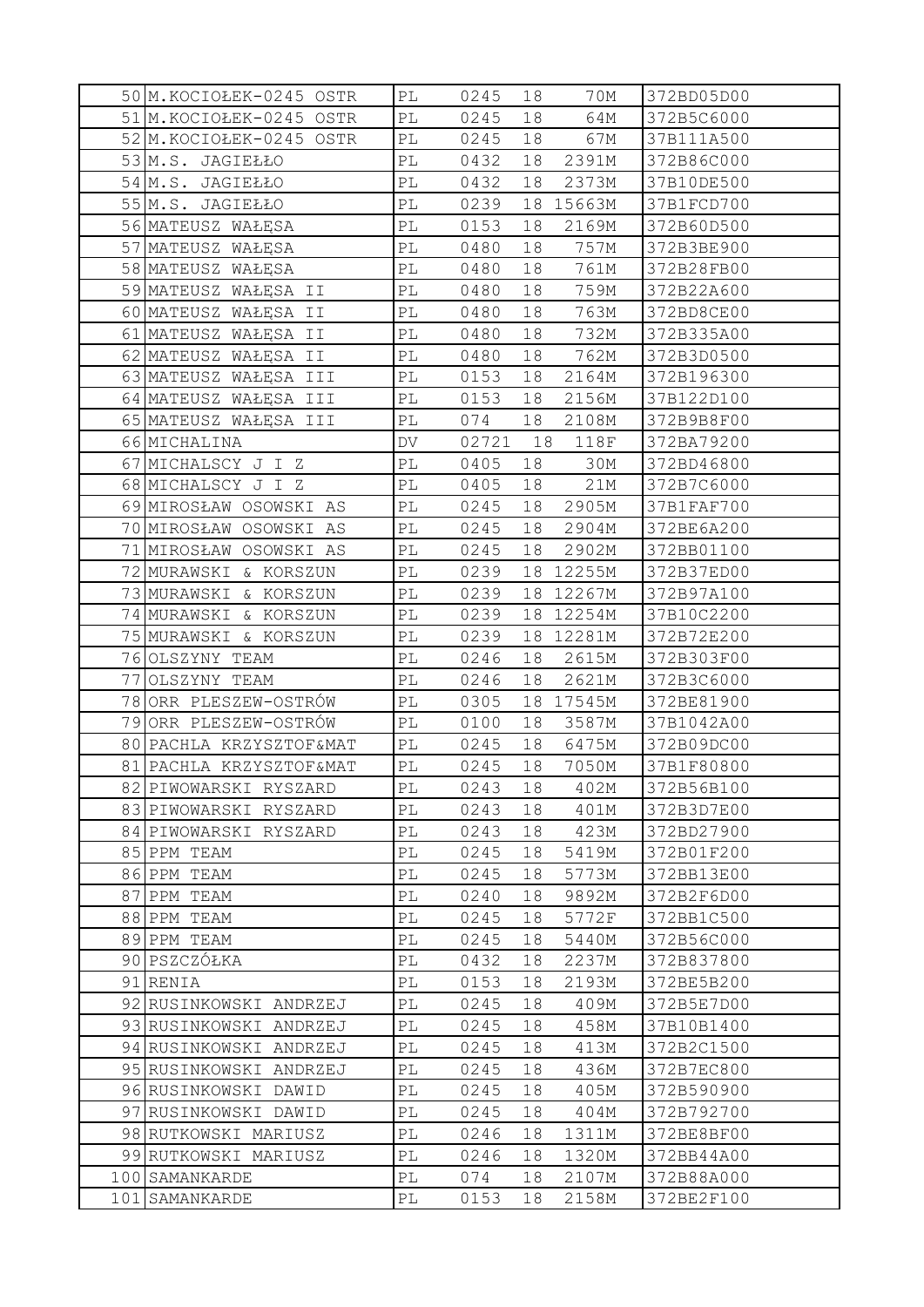| | | | | | | |
|---|---|---|---|---|---|---|
| 50 | M.KOCIOŁEK-0245 OSTR | PL | 0245 | 18 | 70M | 372BD05D00 |
| 51 | M.KOCIOŁEK-0245 OSTR | PL | 0245 | 18 | 64M | 372B5C6000 |
| 52 | M.KOCIOŁEK-0245 OSTR | PL | 0245 | 18 | 67M | 37B111A500 |
| 53 | M.S. JAGIEŁŁO | PL | 0432 | 18 | 2391M | 372B86C000 |
| 54 | M.S. JAGIEŁŁO | PL | 0432 | 18 | 2373M | 37B10DE500 |
| 55 | M.S. JAGIEŁŁO | PL | 0239 | 18 | 15663M | 37B1FCD700 |
| 56 | MATEUSZ WAŁĘSA | PL | 0153 | 18 | 2169M | 372B60D500 |
| 57 | MATEUSZ WAŁĘSA | PL | 0480 | 18 | 757M | 372B3BE900 |
| 58 | MATEUSZ WAŁĘSA | PL | 0480 | 18 | 761M | 372B28FB00 |
| 59 | MATEUSZ WAŁĘSA II | PL | 0480 | 18 | 759M | 372B22A600 |
| 60 | MATEUSZ WAŁĘSA II | PL | 0480 | 18 | 763M | 372BD8CE00 |
| 61 | MATEUSZ WAŁĘSA II | PL | 0480 | 18 | 732M | 372B335A00 |
| 62 | MATEUSZ WAŁĘSA II | PL | 0480 | 18 | 762M | 372B3D0500 |
| 63 | MATEUSZ WAŁĘSA III | PL | 0153 | 18 | 2164M | 372B196300 |
| 64 | MATEUSZ WAŁĘSA III | PL | 0153 | 18 | 2156M | 37B122D100 |
| 65 | MATEUSZ WAŁĘSA III | PL | 074 | 18 | 2108M | 372B9B8F00 |
| 66 | MICHALINA | DV | 02721 | 18 | 118F | 372BA79200 |
| 67 | MICHALSCY J I Z | PL | 0405 | 18 | 30M | 372BD46800 |
| 68 | MICHALSCY J I Z | PL | 0405 | 18 | 21M | 372B7C6000 |
| 69 | MIROSŁAW OSOWSKI AS | PL | 0245 | 18 | 2905M | 37B1FAF700 |
| 70 | MIROSŁAW OSOWSKI AS | PL | 0245 | 18 | 2904M | 372BE6A200 |
| 71 | MIROSŁAW OSOWSKI AS | PL | 0245 | 18 | 2902M | 372BB01100 |
| 72 | MURAWSKI & KORSZUN | PL | 0239 | 18 | 12255M | 372B37ED00 |
| 73 | MURAWSKI & KORSZUN | PL | 0239 | 18 | 12267M | 372B97A100 |
| 74 | MURAWSKI & KORSZUN | PL | 0239 | 18 | 12254M | 37B10C2200 |
| 75 | MURAWSKI & KORSZUN | PL | 0239 | 18 | 12281M | 372B72E200 |
| 76 | OLSZYNY TEAM | PL | 0246 | 18 | 2615M | 372B303F00 |
| 77 | OLSZYNY TEAM | PL | 0246 | 18 | 2621M | 372B3C6000 |
| 78 | ORR PLESZEW-OSTRÓW | PL | 0305 | 18 | 17545M | 372BE81900 |
| 79 | ORR PLESZEW-OSTRÓW | PL | 0100 | 18 | 3587M | 37B1042A00 |
| 80 | PACHLA KRZYSZTOF&MAT | PL | 0245 | 18 | 6475M | 372B09DC00 |
| 81 | PACHLA KRZYSZTOF&MAT | PL | 0245 | 18 | 7050M | 37B1F80800 |
| 82 | PIWOWARSKI RYSZARD | PL | 0243 | 18 | 402M | 372B56B100 |
| 83 | PIWOWARSKI RYSZARD | PL | 0243 | 18 | 401M | 372B3D7E00 |
| 84 | PIWOWARSKI RYSZARD | PL | 0243 | 18 | 423M | 372BD27900 |
| 85 | PPM TEAM | PL | 0245 | 18 | 5419M | 372B01F200 |
| 86 | PPM TEAM | PL | 0245 | 18 | 5773M | 372BB13E00 |
| 87 | PPM TEAM | PL | 0240 | 18 | 9892M | 372B2F6D00 |
| 88 | PPM TEAM | PL | 0245 | 18 | 5772F | 372BB1C500 |
| 89 | PPM TEAM | PL | 0245 | 18 | 5440M | 372B56C000 |
| 90 | PSZCZÓŁKA | PL | 0432 | 18 | 2237M | 372B837800 |
| 91 | RENIA | PL | 0153 | 18 | 2193M | 372BE5B200 |
| 92 | RUSINKOWSKI ANDRZEJ | PL | 0245 | 18 | 409M | 372B5E7D00 |
| 93 | RUSINKOWSKI ANDRZEJ | PL | 0245 | 18 | 458M | 37B10B1400 |
| 94 | RUSINKOWSKI ANDRZEJ | PL | 0245 | 18 | 413M | 372B2C1500 |
| 95 | RUSINKOWSKI ANDRZEJ | PL | 0245 | 18 | 436M | 372B7EC800 |
| 96 | RUSINKOWSKI DAWID | PL | 0245 | 18 | 405M | 372B590900 |
| 97 | RUSINKOWSKI DAWID | PL | 0245 | 18 | 404M | 372B792700 |
| 98 | RUTKOWSKI MARIUSZ | PL | 0246 | 18 | 1311M | 372BE8BF00 |
| 99 | RUTKOWSKI MARIUSZ | PL | 0246 | 18 | 1320M | 372BB44A00 |
| 100 | SAMANKARDE | PL | 074 | 18 | 2107M | 372B88A000 |
| 101 | SAMANKARDE | PL | 0153 | 18 | 2158M | 372BE2F100 |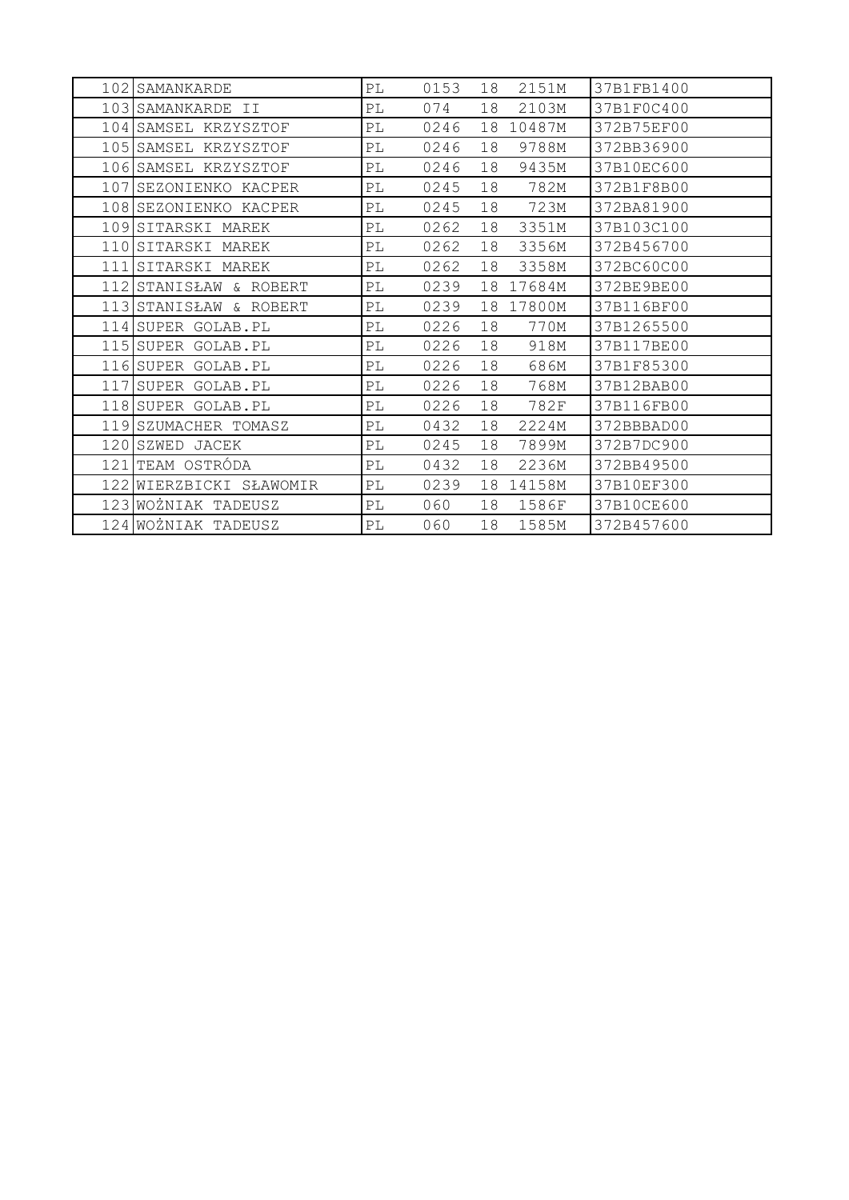| | | | | | | |
|---|---|---|---|---|---|---|
| 102 | SAMANKARDE | PL | 0153 | 18 | 2151M | 37B1FB1400 |
| 103 | SAMANKARDE II | PL | 074 | 18 | 2103M | 37B1F0C400 |
| 104 | SAMSEL KRZYSZTOF | PL | 0246 | 18 | 10487M | 372B75EF00 |
| 105 | SAMSEL KRZYSZTOF | PL | 0246 | 18 | 9788M | 372BB36900 |
| 106 | SAMSEL KRZYSZTOF | PL | 0246 | 18 | 9435M | 37B10EC600 |
| 107 | SEZONIENKO KACPER | PL | 0245 | 18 | 782M | 372B1F8B00 |
| 108 | SEZONIENKO KACPER | PL | 0245 | 18 | 723M | 372BA81900 |
| 109 | SITARSKI MAREK | PL | 0262 | 18 | 3351M | 37B103C100 |
| 110 | SITARSKI MAREK | PL | 0262 | 18 | 3356M | 372B456700 |
| 111 | SITARSKI MAREK | PL | 0262 | 18 | 3358M | 372BC60C00 |
| 112 | STANISŁAW & ROBERT | PL | 0239 | 18 | 17684M | 372BE9BE00 |
| 113 | STANISŁAW & ROBERT | PL | 0239 | 18 | 17800M | 37B116BF00 |
| 114 | SUPER GOLAB.PL | PL | 0226 | 18 | 770M | 37B1265500 |
| 115 | SUPER GOLAB.PL | PL | 0226 | 18 | 918M | 37B117BE00 |
| 116 | SUPER GOLAB.PL | PL | 0226 | 18 | 686M | 37B1F85300 |
| 117 | SUPER GOLAB.PL | PL | 0226 | 18 | 768M | 37B12BAB00 |
| 118 | SUPER GOLAB.PL | PL | 0226 | 18 | 782F | 37B116FB00 |
| 119 | SZUMACHER TOMASZ | PL | 0432 | 18 | 2224M | 372BBBAD00 |
| 120 | SZWED JACEK | PL | 0245 | 18 | 7899M | 372B7DC900 |
| 121 | TEAM OSTRÓDA | PL | 0432 | 18 | 2236M | 372BB49500 |
| 122 | WIERZBICKI SŁAWOMIR | PL | 0239 | 18 | 14158M | 37B10EF300 |
| 123 | WOŹNIAK TADEUSZ | PL | 060 | 18 | 1586F | 37B10CE600 |
| 124 | WOŹNIAK TADEUSZ | PL | 060 | 18 | 1585M | 372B457600 |